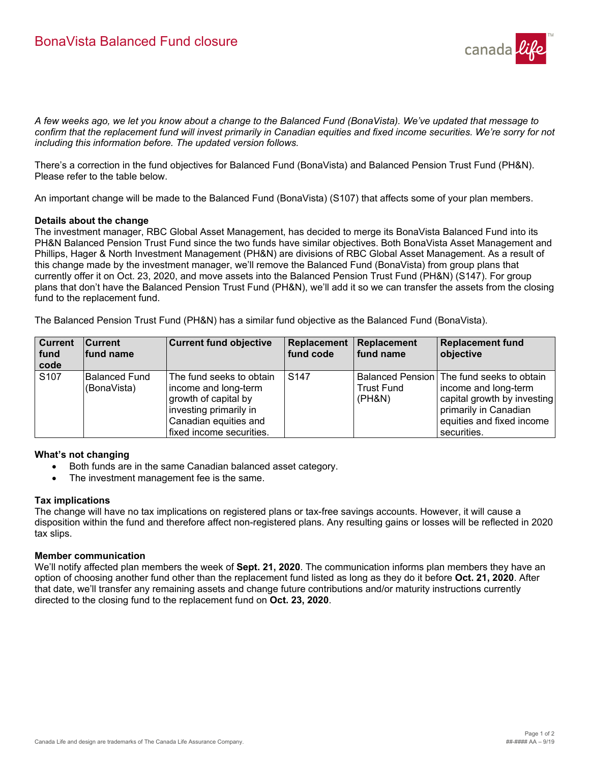# BonaVista Balanced Fund closure

*A few weeks ago, we let you know about a change to the Balanced Fund (BonaVista). We've updated that message to confirm that the replacement fund will invest primarily in Canadian equities and fixed income securities. We're sorry for not including this information before. The updated version follows.*

There's a correction in the fund objectives for Balanced Fund (BonaVista) and Balanced Pension Trust Fund (PH&N). Please refer to the table below.

An important change will be made to the Balanced Fund (BonaVista) (S107) that affects some of your plan members.

**Details about the change**

The investment manager, RBC Global Asset Management, has decided to merge its BonaVista Balanced Fund into its PH&N Balanced Pension Trust Fund since the two funds have similar objectives. Both BonaVista Asset Management and Phillips, Hager & North Investment Management (PH&N) are divisions of RBC Global Asset Management. As a result of this change made by the investment manager, we'll remove the Balanced Fund (BonaVista) from group plans that currently offer it on Oct. 23, 2020, and move assets into the Balanced Pension Trust Fund (PH&N) (S147). For group plans that don't have the Balanced Pension Trust Fund (PH&N), we'll add it so we can transfer the assets from the closing fund to the replacement fund.

The Balanced Pension Trust Fund (PH&N) has a similar fund objective as the Balanced Fund (BonaVista).

| Current fund code | Current fund name | Current fund objective | Replacement fund code | Replacement fund name | Replacement fund objective |
|---|---|---|---|---|---|
| S107 | Balanced Fund (BonaVista) | The fund seeks to obtain income and long-term growth of capital by investing primarily in Canadian equities and fixed income securities. | S147 | Balanced Pension Trust Fund (PH&N) | The fund seeks to obtain income and long-term capital growth by investing primarily in Canadian equities and fixed income securities. |

**What's not changing**

- Both funds are in the same Canadian balanced asset category.
- The investment management fee is the same.

**Tax implications**

The change will have no tax implications on registered plans or tax-free savings accounts. However, it will cause a disposition within the fund and therefore affect non-registered plans. Any resulting gains or losses will be reflected in 2020 tax slips.

**Member communication**

We'll notify affected plan members the week of **Sept. 21, 2020**. The communication informs plan members they have an option of choosing another fund other than the replacement fund listed as long as they do it before **Oct. 21, 2020**. After that date, we'll transfer any remaining assets and change future contributions and/or maturity instructions currently directed to the closing fund to the replacement fund on **Oct. 23, 2020**.

Canada Life and design are trademarks of The Canada Life Assurance Company.

##-#### AA – 9/19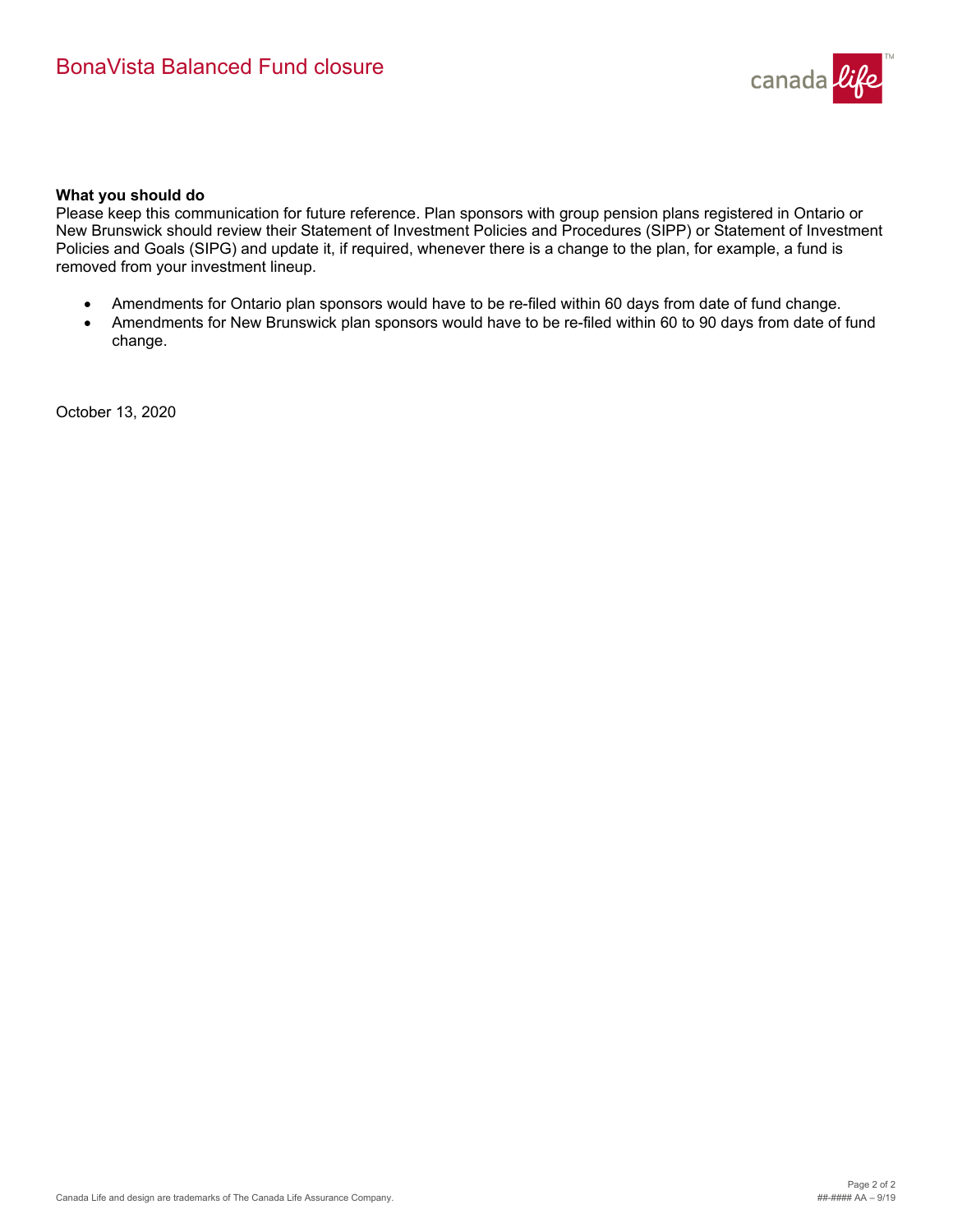**What you should do**

Please keep this communication for future reference. Plan sponsors with group pension plans registered in Ontario or New Brunswick should review their Statement of Investment Policies and Procedures (SIPP) or Statement of Investment Policies and Goals (SIPG) and update it, if required, whenever there is a change to the plan, for example, a fund is removed from your investment lineup.

- Amendments for Ontario plan sponsors would have to be re-filed within 60 days from date of fund change.
- Amendments for New Brunswick plan sponsors would have to be re-filed within 60 to 90 days from date of fund change.

October 13, 2020